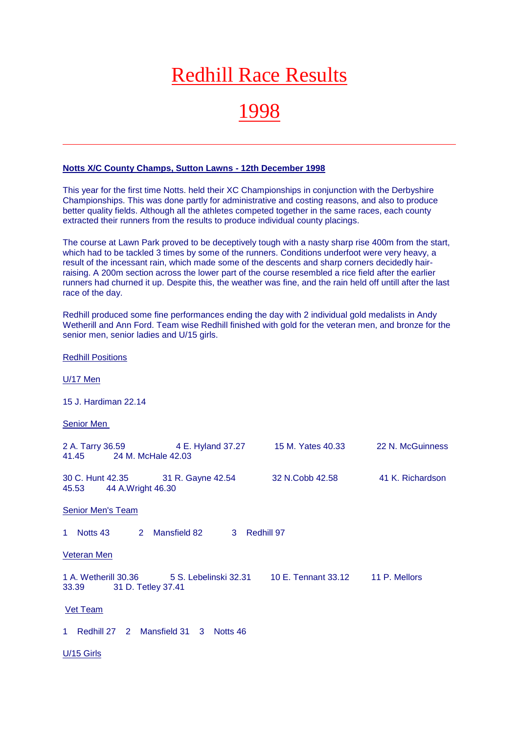# Redhill Race Results

# 1998

---

**Notts X/C County Champs, Sutton Lawns - 12th December 1998**

This year for the first time Notts. held their XC Championships in conjunction with the Derbyshire Championships. This was done partly for administrative and costing reasons, and also to produce better quality fields. Although all the athletes competed together in the same races, each county extracted their runners from the results to produce individual county placings.

The course at Lawn Park proved to be deceptively tough with a nasty sharp rise 400m from the start, which had to be tackled 3 times by some of the runners. Conditions underfoot were very heavy, a result of the incessant rain, which made some of the descents and sharp corners decidedly hair-raising. A 200m section across the lower part of the course resembled a rice field after the earlier runners had churned it up. Despite this, the weather was fine, and the rain held off untill after the last race of the day.

Redhill produced some fine performances ending the day with 2 individual gold medalists in Andy Wetherill and Ann Ford. Team wise Redhill finished with gold for the veteran men, and bronze for the senior men, senior ladies and U/15 girls.

Redhill Positions

U/17 Men

15 J. Hardiman 22.14

Senior Men

2 A. Tarry 36.59 4 E. Hyland 37.27 15 M. Yates 40.33 22 N. McGuinness 41.45 24 M. McHale 42.03

30 C. Hunt 42.35 31 R. Gayne 42.54 32 N.Cobb 42.58 41 K. Richardson 45.53 44 A.Wright 46.30

Senior Men's Team

1 Notts 43 2 Mansfield 82 3 Redhill 97

Veteran Men

1 A. Wetherill 30.36 5 S. Lebelinski 32.31 10 E. Tennant 33.12 11 P. Mellors 33.39 31 D. Tetley 37.41

Vet Team

1 Redhill 27 2 Mansfield 31 3 Notts 46

U/15 Girls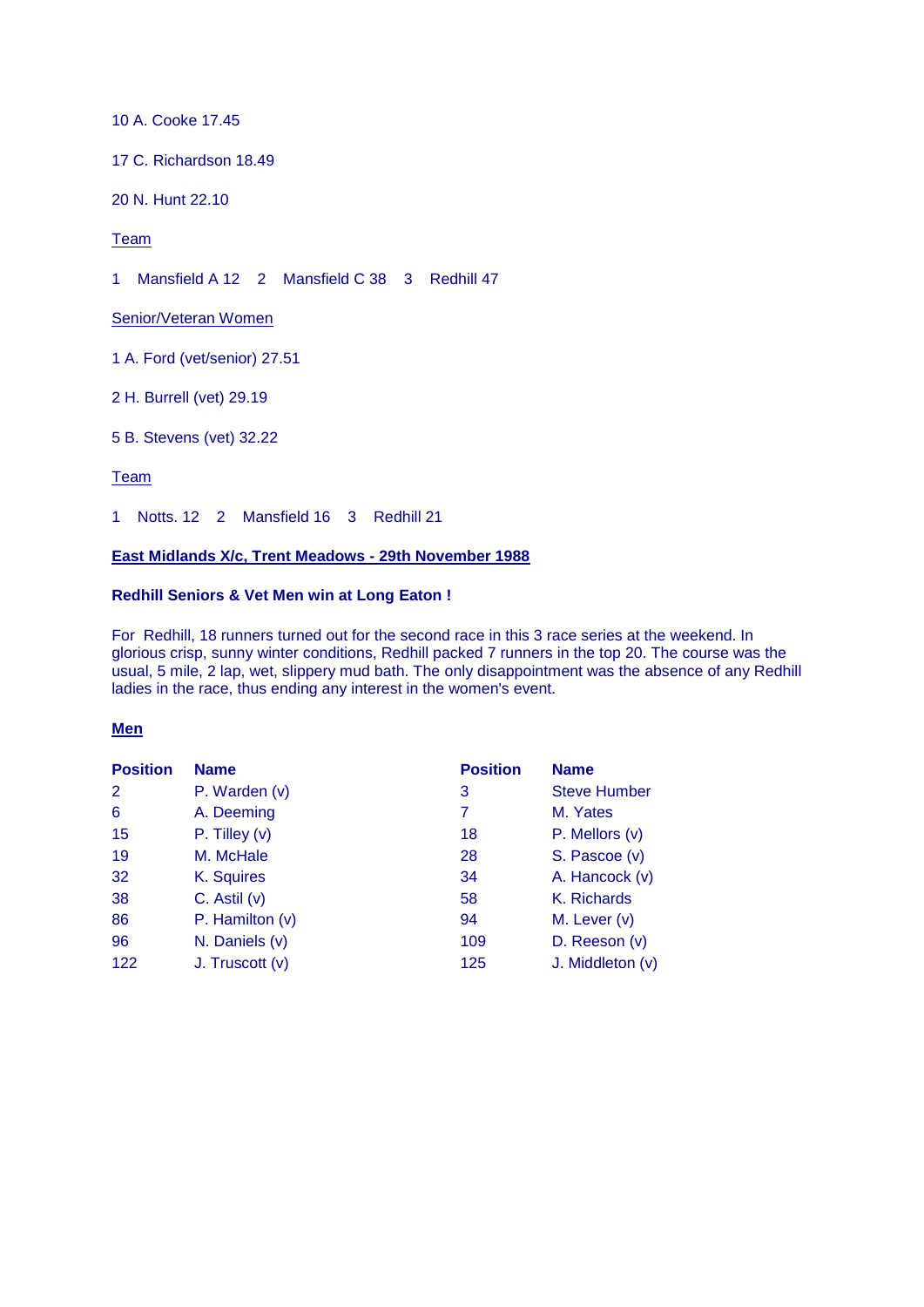10 A. Cooke 17.45

17 C. Richardson 18.49

20 N. Hunt 22.10

Team

1 Mansfield A 12 2 Mansfield C 38 3 Redhill 47

Senior/Veteran Women

1 A. Ford (vet/senior) 27.51

2 H. Burrell (vet) 29.19

5 B. Stevens (vet) 32.22

Team

1 Notts. 12 2 Mansfield 16 3 Redhill 21

**East Midlands X/c, Trent Meadows - 29th November 1988**

**Redhill Seniors & Vet Men win at Long Eaton !**

For Redhill, 18 runners turned out for the second race in this 3 race series at the weekend. In glorious crisp, sunny winter conditions, Redhill packed 7 runners in the top 20. The course was the usual, 5 mile, 2 lap, wet, slippery mud bath. The only disappointment was the absence of any Redhill ladies in the race, thus ending any interest in the women's event.

**Men**

| Position | Name | Position | Name |
|---|---|---|---|
| 2 | P. Warden (v) | 3 | Steve Humber |
| 6 | A. Deeming | 7 | M. Yates |
| 15 | P. Tilley (v) | 18 | P. Mellors (v) |
| 19 | M. McHale | 28 | S. Pascoe (v) |
| 32 | K. Squires | 34 | A. Hancock (v) |
| 38 | C. Astil (v) | 58 | K. Richards |
| 86 | P. Hamilton (v) | 94 | M. Lever (v) |
| 96 | N. Daniels (v) | 109 | D. Reeson (v) |
| 122 | J. Truscott (v) | 125 | J. Middleton (v) |